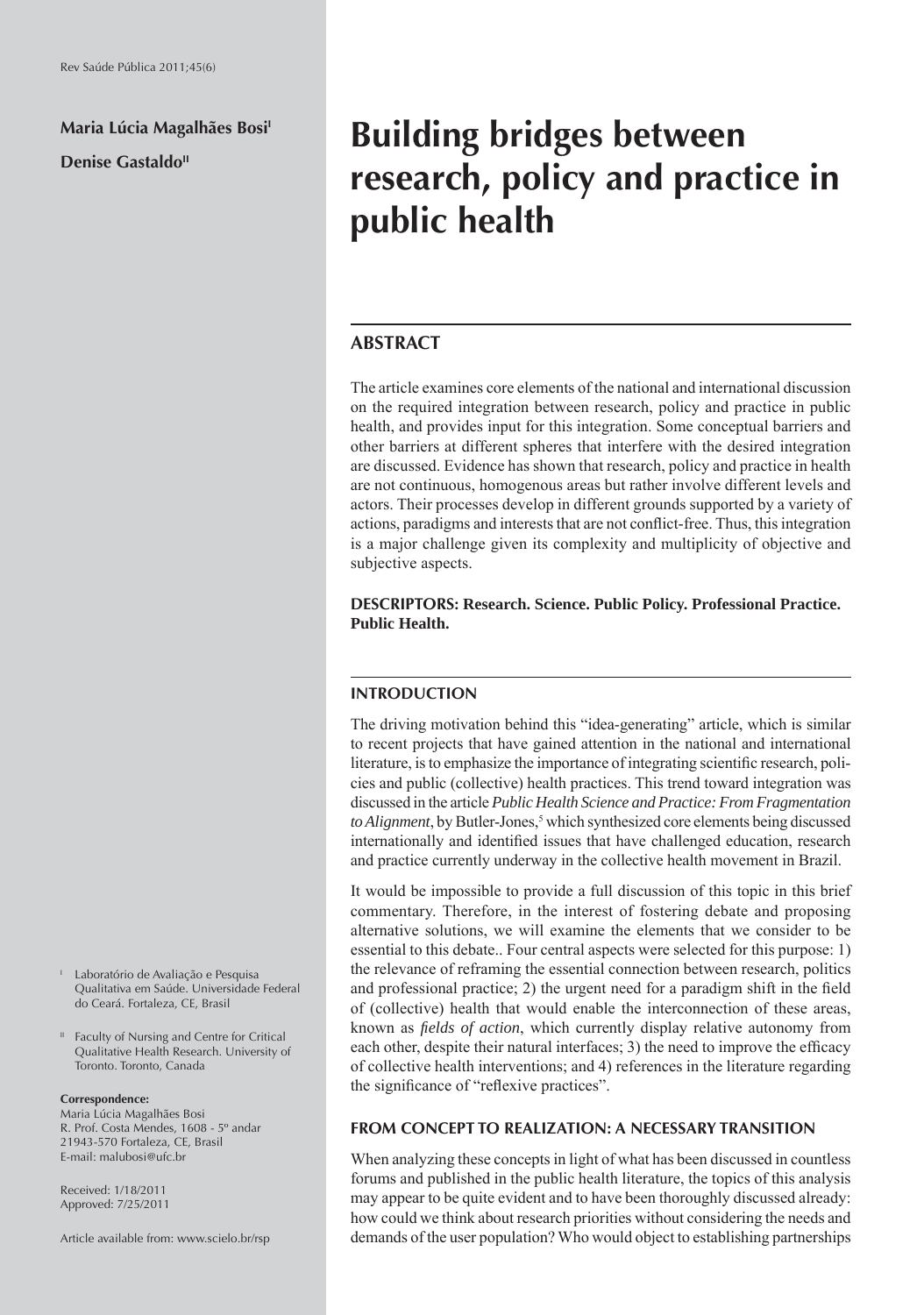**Maria Lúcia Magalhães Bosi**[I]

**Denise Gastaldo**[II]

# Building bridges between research, policy and practice in public health

## ABSTRACT

The article examines core elements of the national and international discussion on the required integration between research, policy and practice in public health, and provides input for this integration. Some conceptual barriers and other barriers at different spheres that interfere with the desired integration are discussed. Evidence has shown that research, policy and practice in health are not continuous, homogenous areas but rather involve different levels and actors. Their processes develop in different grounds supported by a variety of actions, paradigms and interests that are not conflict-free. Thus, this integration is a major challenge given its complexity and multiplicity of objective and subjective aspects.

**DESCRIPTORS: Research. Science. Public Policy. Professional Practice. Public Health.**

## INTRODUCTION

The driving motivation behind this "idea-generating" article, which is similar to recent projects that have gained attention in the national and international literature, is to emphasize the importance of integrating scientific research, policies and public (collective) health practices. This trend toward integration was discussed in the article *Public Health Science and Practice: From Fragmentation to Alignment*, by Butler-Jones,[5] which synthesized core elements being discussed internationally and identified issues that have challenged education, research and practice currently underway in the collective health movement in Brazil.

It would be impossible to provide a full discussion of this topic in this brief commentary. Therefore, in the interest of fostering debate and proposing alternative solutions, we will examine the elements that we consider to be essential to this debate.. Four central aspects were selected for this purpose: 1) the relevance of reframing the essential connection between research, politics and professional practice; 2) the urgent need for a paradigm shift in the field of (collective) health that would enable the interconnection of these areas, known as *fields of action*, which currently display relative autonomy from each other, despite their natural interfaces; 3) the need to improve the efficacy of collective health interventions; and 4) references in the literature regarding the significance of "reflexive practices".

## FROM CONCEPT TO REALIZATION: A NECESSARY TRANSITION

When analyzing these concepts in light of what has been discussed in countless forums and published in the public health literature, the topics of this analysis may appear to be quite evident and to have been thoroughly discussed already: how could we think about research priorities without considering the needs and demands of the user population? Who would object to establishing partnerships

[I] Laboratório de Avaliação e Pesquisa Qualitativa em Saúde. Universidade Federal do Ceará. Fortaleza, CE, Brasil

[II] Faculty of Nursing and Centre for Critical Qualitative Health Research. University of Toronto. Toronto, Canada

**Correspondence:**
Maria Lúcia Magalhães Bosi
R. Prof. Costa Mendes, 1608 - 5º andar
21943-570 Fortaleza, CE, Brasil
E-mail: malubosi@ufc.br

Received: 1/18/2011
Approved: 7/25/2011

Article available from: www.scielo.br/rsp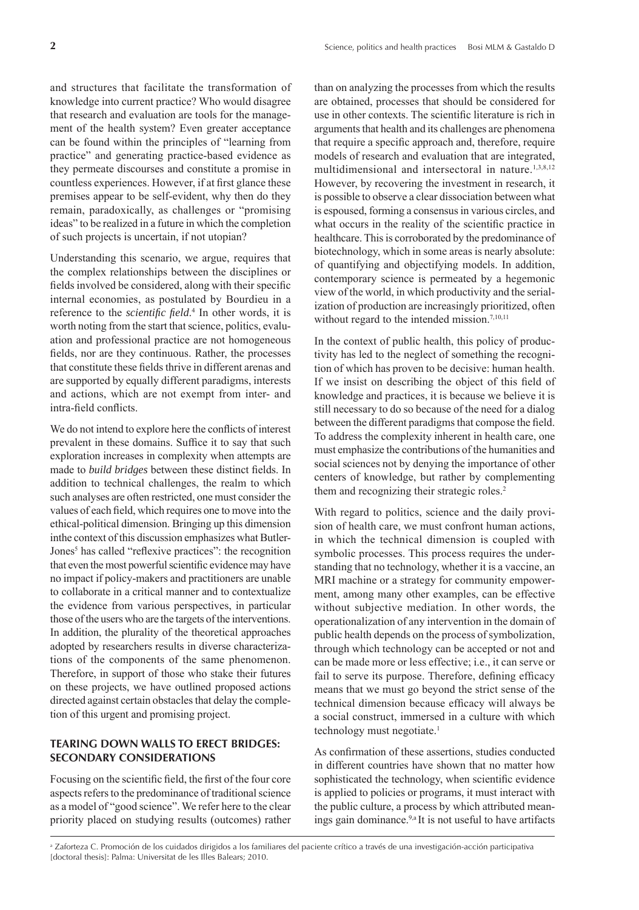and structures that facilitate the transformation of knowledge into current practice? Who would disagree that research and evaluation are tools for the management of the health system? Even greater acceptance can be found within the principles of "learning from practice" and generating practice-based evidence as they permeate discourses and constitute a promise in countless experiences. However, if at first glance these premises appear to be self-evident, why then do they remain, paradoxically, as challenges or "promising ideas" to be realized in a future in which the completion of such projects is uncertain, if not utopian?

Understanding this scenario, we argue, requires that the complex relationships between the disciplines or fields involved be considered, along with their specific internal economies, as postulated by Bourdieu in a reference to the *scientific field*.[4] In other words, it is worth noting from the start that science, politics, evaluation and professional practice are not homogeneous fields, nor are they continuous. Rather, the processes that constitute these fields thrive in different arenas and are supported by equally different paradigms, interests and actions, which are not exempt from inter- and intra-field conflicts.

We do not intend to explore here the conflicts of interest prevalent in these domains. Suffice it to say that such exploration increases in complexity when attempts are made to *build bridges* between these distinct fields. In addition to technical challenges, the realm to which such analyses are often restricted, one must consider the values of each field, which requires one to move into the ethical-political dimension. Bringing up this dimension inthe context of this discussion emphasizes what Butler-Jones[5] has called "reflexive practices": the recognition that even the most powerful scientific evidence may have no impact if policy-makers and practitioners are unable to collaborate in a critical manner and to contextualize the evidence from various perspectives, in particular those of the users who are the targets of the interventions. In addition, the plurality of the theoretical approaches adopted by researchers results in diverse characterizations of the components of the same phenomenon. Therefore, in support of those who stake their futures on these projects, we have outlined proposed actions directed against certain obstacles that delay the completion of this urgent and promising project.

## TEARING DOWN WALLS TO ERECT BRIDGES: SECONDARY CONSIDERATIONS

Focusing on the scientific field, the first of the four core aspects refers to the predominance of traditional science as a model of "good science". We refer here to the clear priority placed on studying results (outcomes) rather than on analyzing the processes from which the results are obtained, processes that should be considered for use in other contexts. The scientific literature is rich in arguments that health and its challenges are phenomena that require a specific approach and, therefore, require models of research and evaluation that are integrated, multidimensional and intersectoral in nature.[1,3,8,12] However, by recovering the investment in research, it is possible to observe a clear dissociation between what is espoused, forming a consensus in various circles, and what occurs in the reality of the scientific practice in healthcare. This is corroborated by the predominance of biotechnology, which in some areas is nearly absolute: of quantifying and objectifying models. In addition, contemporary science is permeated by a hegemonic view of the world, in which productivity and the serialization of production are increasingly prioritized, often without regard to the intended mission.[7,10,11]

In the context of public health, this policy of productivity has led to the neglect of something the recognition of which has proven to be decisive: human health. If we insist on describing the object of this field of knowledge and practices, it is because we believe it is still necessary to do so because of the need for a dialog between the different paradigms that compose the field. To address the complexity inherent in health care, one must emphasize the contributions of the humanities and social sciences not by denying the importance of other centers of knowledge, but rather by complementing them and recognizing their strategic roles.[2]

With regard to politics, science and the daily provision of health care, we must confront human actions, in which the technical dimension is coupled with symbolic processes. This process requires the understanding that no technology, whether it is a vaccine, an MRI machine or a strategy for community empowerment, among many other examples, can be effective without subjective mediation. In other words, the operationalization of any intervention in the domain of public health depends on the process of symbolization, through which technology can be accepted or not and can be made more or less effective; i.e., it can serve or fail to serve its purpose. Therefore, defining efficacy means that we must go beyond the strict sense of the technical dimension because efficacy will always be a social construct, immersed in a culture with which technology must negotiate.[1]

As confirmation of these assertions, studies conducted in different countries have shown that no matter how sophisticated the technology, when scientific evidence is applied to policies or programs, it must interact with the public culture, a process by which attributed meanings gain dominance.[9,a] It is not useful to have artifacts

[a] Zaforteza C. Promoción de los cuidados dirigidos a los familiares del paciente crítico a través de una investigación-acción participativa [doctoral thesis]: Palma: Universitat de les Illes Balears; 2010.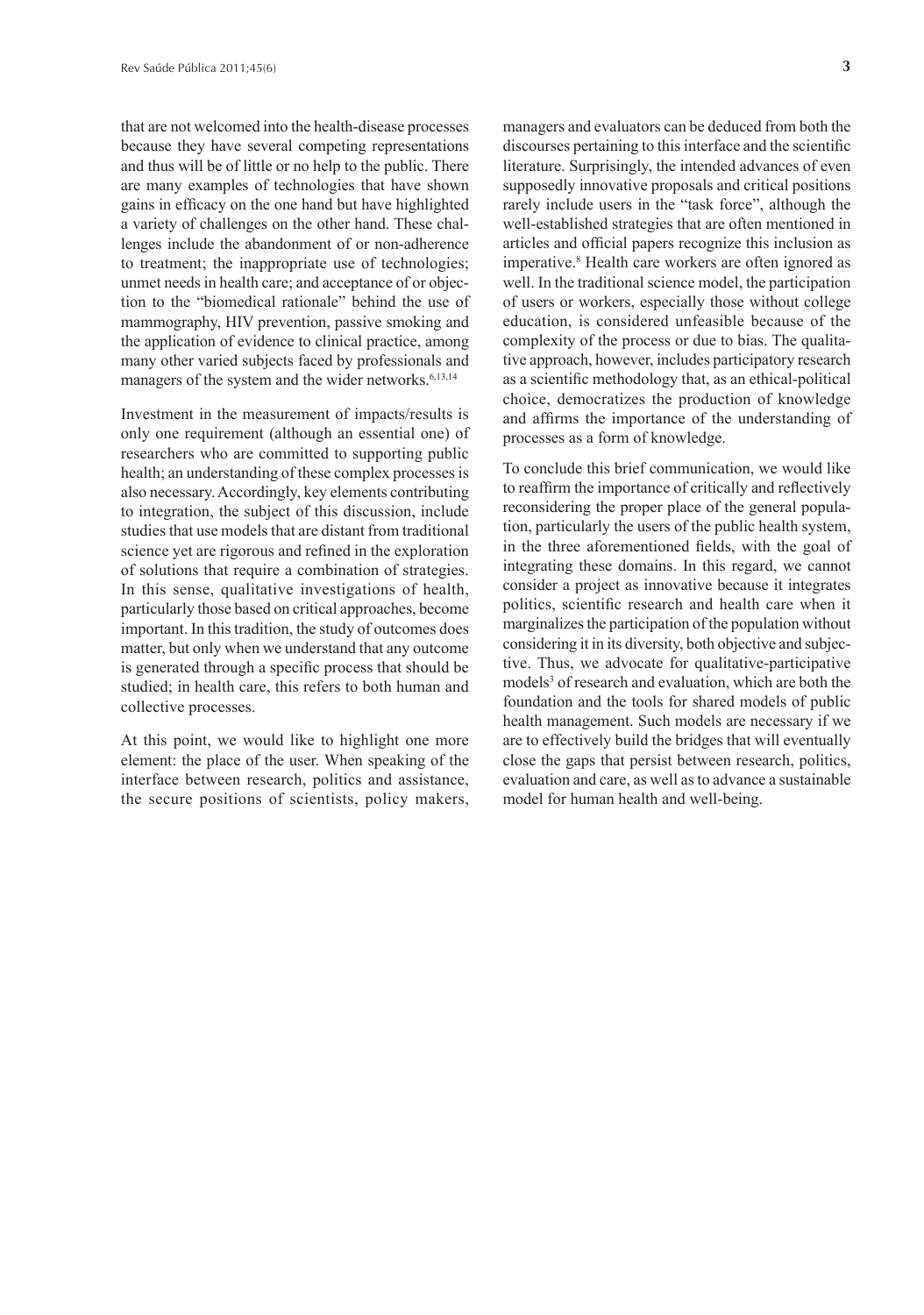that are not welcomed into the health-disease processes because they have several competing representations and thus will be of little or no help to the public. There are many examples of technologies that have shown gains in efficacy on the one hand but have highlighted a variety of challenges on the other hand. These challenges include the abandonment of or non-adherence to treatment; the inappropriate use of technologies; unmet needs in health care; and acceptance of or objection to the "biomedical rationale" behind the use of mammography, HIV prevention, passive smoking and the application of evidence to clinical practice, among many other varied subjects faced by professionals and managers of the system and the wider networks.[6,13,14]

Investment in the measurement of impacts/results is only one requirement (although an essential one) of researchers who are committed to supporting public health; an understanding of these complex processes is also necessary. Accordingly, key elements contributing to integration, the subject of this discussion, include studies that use models that are distant from traditional science yet are rigorous and refined in the exploration of solutions that require a combination of strategies. In this sense, qualitative investigations of health, particularly those based on critical approaches, become important. In this tradition, the study of outcomes does matter, but only when we understand that any outcome is generated through a specific process that should be studied; in health care, this refers to both human and collective processes.

At this point, we would like to highlight one more element: the place of the user. When speaking of the interface between research, politics and assistance, the secure positions of scientists, policy makers, managers and evaluators can be deduced from both the discourses pertaining to this interface and the scientific literature. Surprisingly, the intended advances of even supposedly innovative proposals and critical positions rarely include users in the "task force", although the well-established strategies that are often mentioned in articles and official papers recognize this inclusion as imperative.[8] Health care workers are often ignored as well. In the traditional science model, the participation of users or workers, especially those without college education, is considered unfeasible because of the complexity of the process or due to bias. The qualitative approach, however, includes participatory research as a scientific methodology that, as an ethical-political choice, democratizes the production of knowledge and affirms the importance of the understanding of processes as a form of knowledge.

To conclude this brief communication, we would like to reaffirm the importance of critically and reflectively reconsidering the proper place of the general population, particularly the users of the public health system, in the three aforementioned fields, with the goal of integrating these domains. In this regard, we cannot consider a project as innovative because it integrates politics, scientific research and health care when it marginalizes the participation of the population without considering it in its diversity, both objective and subjective. Thus, we advocate for qualitative-participative models[3] of research and evaluation, which are both the foundation and the tools for shared models of public health management. Such models are necessary if we are to effectively build the bridges that will eventually close the gaps that persist between research, politics, evaluation and care, as well as to advance a sustainable model for human health and well-being.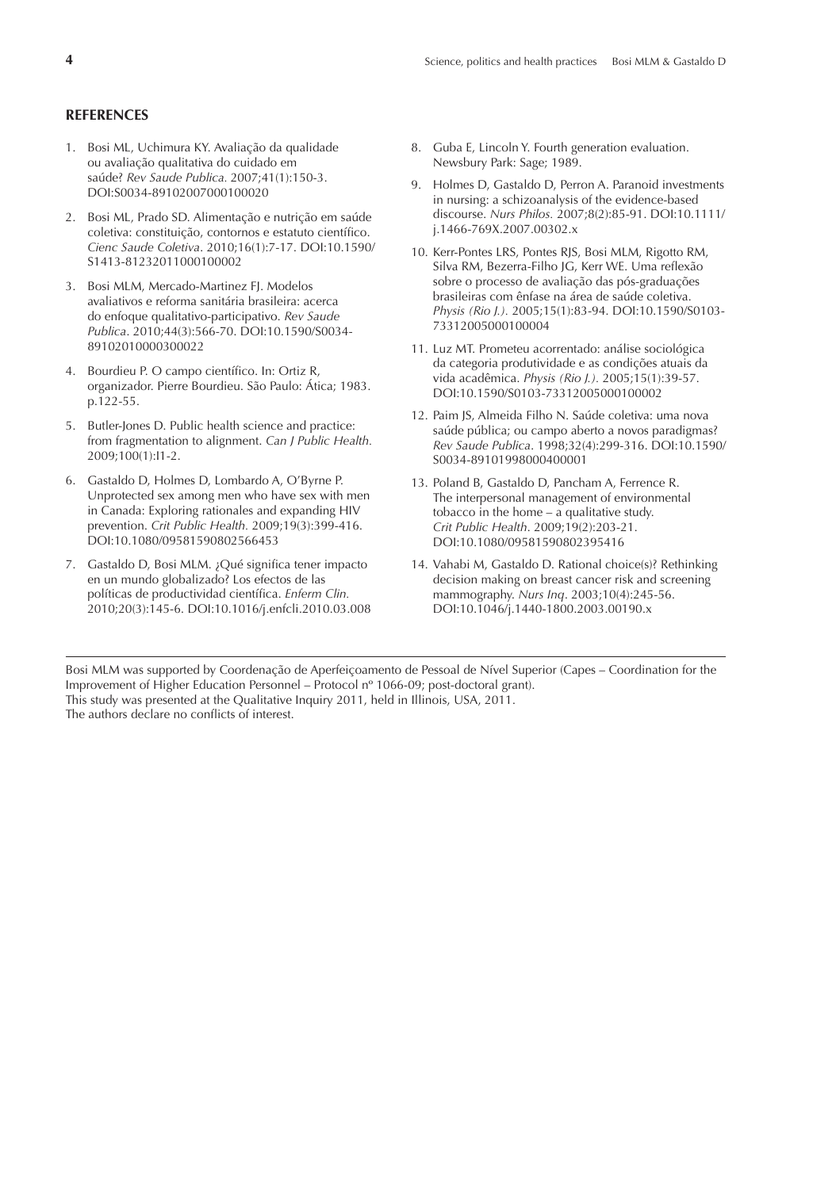## REFERENCES

1. Bosi ML, Uchimura KY. Avaliação da qualidade ou avaliação qualitativa do cuidado em saúde? *Rev Saude Publica.* 2007;41(1):150-3. DOI:S0034-89102007000100020
2. Bosi ML, Prado SD. Alimentação e nutrição em saúde coletiva: constituição, contornos e estatuto científico. *Cienc Saude Coletiva*. 2010;16(1):7-17. DOI:10.1590/S1413-81232011000100002
3. Bosi MLM, Mercado-Martinez FJ. Modelos avaliativos e reforma sanitária brasileira: acerca do enfoque qualitativo-participativo. *Rev Saude Publica*. 2010;44(3):566-70. DOI:10.1590/S0034-89102010000300022
4. Bourdieu P. O campo científico. In: Ortiz R, organizador. Pierre Bourdieu. São Paulo: Ática; 1983. p.122-55.
5. Butler-Jones D. Public health science and practice: from fragmentation to alignment. *Can J Public Health.* 2009;100(1):I1-2.
6. Gastaldo D, Holmes D, Lombardo A, O'Byrne P. Unprotected sex among men who have sex with men in Canada: Exploring rationales and expanding HIV prevention. *Crit Public Health.* 2009;19(3):399-416. DOI:10.1080/09581590802566453
7. Gastaldo D, Bosi MLM. ¿Qué significa tener impacto en un mundo globalizado? Los efectos de las políticas de productividad científica. *Enferm Clin.* 2010;20(3):145-6. DOI:10.1016/j.enfcli.2010.03.008
8. Guba E, Lincoln Y. Fourth generation evaluation. Newsbury Park: Sage; 1989.
9. Holmes D, Gastaldo D, Perron A. Paranoid investments in nursing: a schizoanalysis of the evidence-based discourse. *Nurs Philos.* 2007;8(2):85-91. DOI:10.1111/j.1466-769X.2007.00302.x
10. Kerr-Pontes LRS, Pontes RJS, Bosi MLM, Rigotto RM, Silva RM, Bezerra-Filho JG, Kerr WE. Uma reflexão sobre o processo de avaliação das pós-graduações brasileiras com ênfase na área de saúde coletiva. *Physis (Rio J.).* 2005;15(1):83-94. DOI:10.1590/S0103-73312005000100004
11. Luz MT. Prometeu acorrentado: análise sociológica da categoria produtividade e as condições atuais da vida acadêmica. *Physis (Rio J.).* 2005;15(1):39-57. DOI:10.1590/S0103-73312005000100002
12. Paim JS, Almeida Filho N. Saúde coletiva: uma nova saúde pública; ou campo aberto a novos paradigmas? *Rev Saude Publica*. 1998;32(4):299-316. DOI:10.1590/S0034-89101998000400001
13. Poland B, Gastaldo D, Pancham A, Ferrence R. The interpersonal management of environmental tobacco in the home – a qualitative study. *Crit Public Health*. 2009;19(2):203-21. DOI:10.1080/09581590802395416
14. Vahabi M, Gastaldo D. Rational choice(s)? Rethinking decision making on breast cancer risk and screening mammography. *Nurs Inq*. 2003;10(4):245-56. DOI:10.1046/j.1440-1800.2003.00190.x

---

Bosi MLM was supported by Coordenação de Aperfeiçoamento de Pessoal de Nível Superior (Capes – Coordination for the Improvement of Higher Education Personnel – Protocol nº 1066-09; post-doctoral grant).
This study was presented at the Qualitative Inquiry 2011, held in Illinois, USA, 2011.
The authors declare no conflicts of interest.